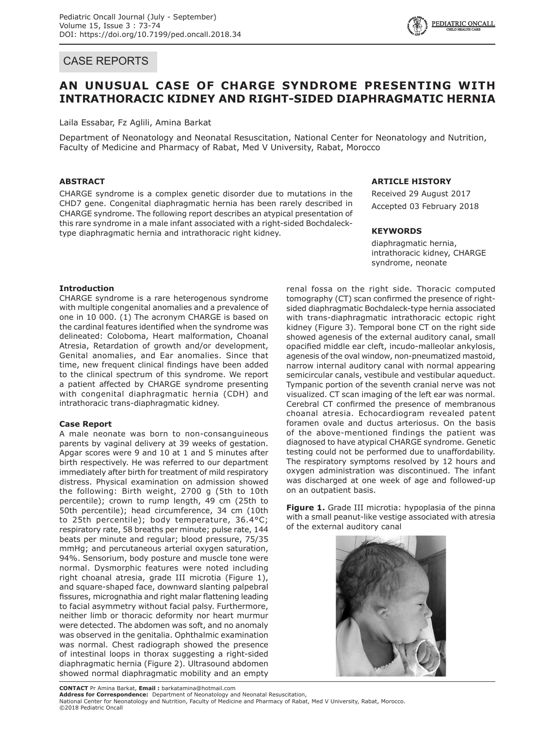CASE REPORTS

# AN UNUSUAL CASE OF CHARGE SYNDROME PRESENTING WITH INTRATHORACIC KIDNEY AND RIGHT-SIDED DIAPHRAGMATIC HERNIA

Laila Essabar, Fz Aglili, Amina Barkat

Department of Neonatology and Neonatal Resuscitation, National Center for Neonatology and Nutrition, Faculty of Medicine and Pharmacy of Rabat, Med V University, Rabat, Morocco

### ABSTRACT

CHARGE syndrome is a complex genetic disorder due to mutations in the CHD7 gene. Congenital diaphragmatic hernia has been rarely described in CHARGE syndrome. The following report describes an atypical presentation of this rare syndrome in a male infant associated with a right-sided Bochdaleck-type diaphragmatic hernia and intrathoracic right kidney.

### ARTICLE HISTORY

Received 29 August 2017

Accepted 03 February 2018

### KEYWORDS

diaphragmatic hernia, intrathoracic kidney, CHARGE syndrome, neonate

### Introduction

CHARGE syndrome is a rare heterogenous syndrome with multiple congenital anomalies and a prevalence of one in 10 000. (1) The acronym CHARGE is based on the cardinal features identified when the syndrome was delineated: Coloboma, Heart malformation, Choanal Atresia, Retardation of growth and/or development, Genital anomalies, and Ear anomalies. Since that time, new frequent clinical findings have been added to the clinical spectrum of this syndrome. We report a patient affected by CHARGE syndrome presenting with congenital diaphragmatic hernia (CDH) and intrathoracic trans-diaphragmatic kidney.

### Case Report

A male neonate was born to non-consanguineous parents by vaginal delivery at 39 weeks of gestation. Apgar scores were 9 and 10 at 1 and 5 minutes after birth respectively. He was referred to our department immediately after birth for treatment of mild respiratory distress. Physical examination on admission showed the following: Birth weight, 2700 g (5th to 10th percentile); crown to rump length, 49 cm (25th to 50th percentile); head circumference, 34 cm (10th to 25th percentile); body temperature, 36.4°C; respiratory rate, 58 breaths per minute; pulse rate, 144 beats per minute and regular; blood pressure, 75/35 mmHg; and percutaneous arterial oxygen saturation, 94%. Sensorium, body posture and muscle tone were normal. Dysmorphic features were noted including right choanal atresia, grade III microtia (Figure 1), and square-shaped face, downward slanting palpebral fissures, micrognathia and right malar flattening leading to facial asymmetry without facial palsy. Furthermore, neither limb or thoracic deformity nor heart murmur were detected. The abdomen was soft, and no anomaly was observed in the genitalia. Ophthalmic examination was normal. Chest radiograph showed the presence of intestinal loops in thorax suggesting a right-sided diaphragmatic hernia (Figure 2). Ultrasound abdomen showed normal diaphragmatic mobility and an empty renal fossa on the right side. Thoracic computed tomography (CT) scan confirmed the presence of right-sided diaphragmatic Bochdaleck-type hernia associated with trans-diaphragmatic intrathoracic ectopic right kidney (Figure 3). Temporal bone CT on the right side showed agenesis of the external auditory canal, small opacified middle ear cleft, incudo-malleolar ankylosis, agenesis of the oval window, non-pneumatized mastoid, narrow internal auditory canal with normal appearing semicircular canals, vestibule and vestibular aqueduct. Tympanic portion of the seventh cranial nerve was not visualized. CT scan imaging of the left ear was normal. Cerebral CT confirmed the presence of membranous choanal atresia. Echocardiogram revealed patent foramen ovale and ductus arteriosus. On the basis of the above-mentioned findings the patient was diagnosed to have atypical CHARGE syndrome. Genetic testing could not be performed due to unaffordability. The respiratory symptoms resolved by 12 hours and oxygen administration was discontinued. The infant was discharged at one week of age and followed-up on an outpatient basis.

**Figure 1.** Grade III microtia: hypoplasia of the pinna with a small peanut-like vestige associated with atresia of the external auditory canal

**CONTACT** Pr Amina Barkat, **Email :** barkatamina@hotmail.com
**Address for Correspondence:** Department of Neonatology and Neonatal Resuscitation, National Center for Neonatology and Nutrition, Faculty of Medicine and Pharmacy of Rabat, Med V University, Rabat, Morocco.
©2018 Pediatric Oncall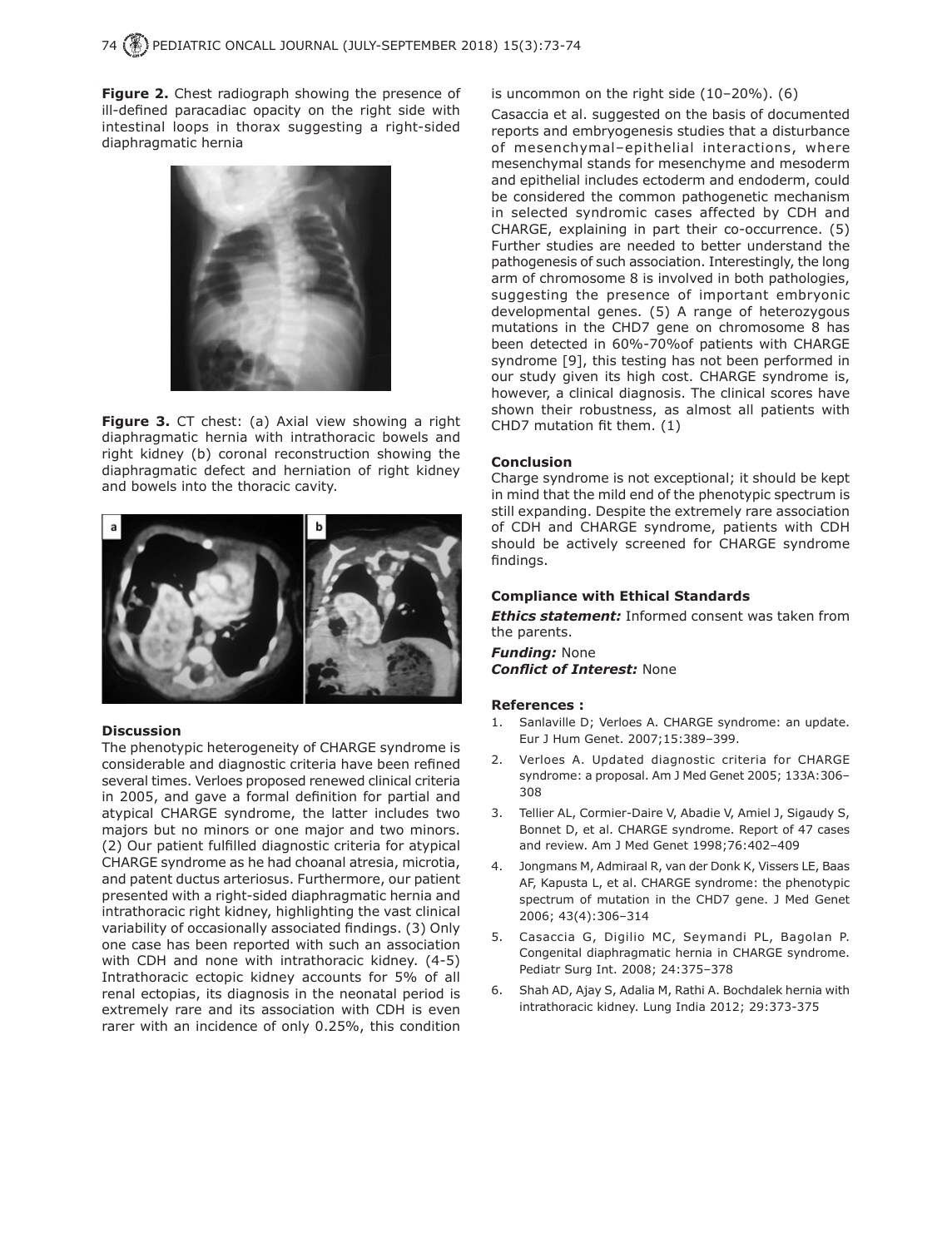**Figure 2.** Chest radiograph showing the presence of ill-defined paracadiac opacity on the right side with intestinal loops in thorax suggesting a right-sided diaphragmatic hernia

**Figure 3.** CT chest: (a) Axial view showing a right diaphragmatic hernia with intrathoracic bowels and right kidney (b) coronal reconstruction showing the diaphragmatic defect and herniation of right kidney and bowels into the thoracic cavity.

a

b

### Discussion

The phenotypic heterogeneity of CHARGE syndrome is considerable and diagnostic criteria have been refined several times. Verloes proposed renewed clinical criteria in 2005, and gave a formal definition for partial and atypical CHARGE syndrome, the latter includes two majors but no minors or one major and two minors. (2) Our patient fulfilled diagnostic criteria for atypical CHARGE syndrome as he had choanal atresia, microtia, and patent ductus arteriosus. Furthermore, our patient presented with a right-sided diaphragmatic hernia and intrathoracic right kidney, highlighting the vast clinical variability of occasionally associated findings. (3) Only one case has been reported with such an association with CDH and none with intrathoracic kidney. (4-5) Intrathoracic ectopic kidney accounts for 5% of all renal ectopias, its diagnosis in the neonatal period is extremely rare and its association with CDH is even rarer with an incidence of only 0.25%, this condition is uncommon on the right side (10–20%). (6)

Casaccia et al. suggested on the basis of documented reports and embryogenesis studies that a disturbance of mesenchymal–epithelial interactions, where mesenchymal stands for mesenchyme and mesoderm and epithelial includes ectoderm and endoderm, could be considered the common pathogenetic mechanism in selected syndromic cases affected by CDH and CHARGE, explaining in part their co-occurrence. (5) Further studies are needed to better understand the pathogenesis of such association. Interestingly, the long arm of chromosome 8 is involved in both pathologies, suggesting the presence of important embryonic developmental genes. (5) A range of heterozygous mutations in the CHD7 gene on chromosome 8 has been detected in 60%-70%of patients with CHARGE syndrome [9], this testing has not been performed in our study given its high cost. CHARGE syndrome is, however, a clinical diagnosis. The clinical scores have shown their robustness, as almost all patients with CHD7 mutation fit them. (1)

### Conclusion

Charge syndrome is not exceptional; it should be kept in mind that the mild end of the phenotypic spectrum is still expanding. Despite the extremely rare association of CDH and CHARGE syndrome, patients with CDH should be actively screened for CHARGE syndrome findings.

### Compliance with Ethical Standards

***Ethics statement:*** Informed consent was taken from the parents.

***Funding:*** None

***Conflict of Interest:*** None

### References :

1. Sanlaville D; Verloes A. CHARGE syndrome: an update. Eur J Hum Genet. 2007;15:389–399.
2. Verloes A. Updated diagnostic criteria for CHARGE syndrome: a proposal. Am J Med Genet 2005; 133A:306–308
3. Tellier AL, Cormier-Daire V, Abadie V, Amiel J, Sigaudy S, Bonnet D, et al. CHARGE syndrome. Report of 47 cases and review. Am J Med Genet 1998;76:402–409
4. Jongmans M, Admiraal R, van der Donk K, Vissers LE, Baas AF, Kapusta L, et al. CHARGE syndrome: the phenotypic spectrum of mutation in the CHD7 gene. J Med Genet 2006; 43(4):306–314
5. Casaccia G, Digilio MC, Seymandi PL, Bagolan P. Congenital diaphragmatic hernia in CHARGE syndrome. Pediatr Surg Int. 2008; 24:375–378
6. Shah AD, Ajay S, Adalia M, Rathi A. Bochdalek hernia with intrathoracic kidney. Lung India 2012; 29:373-375